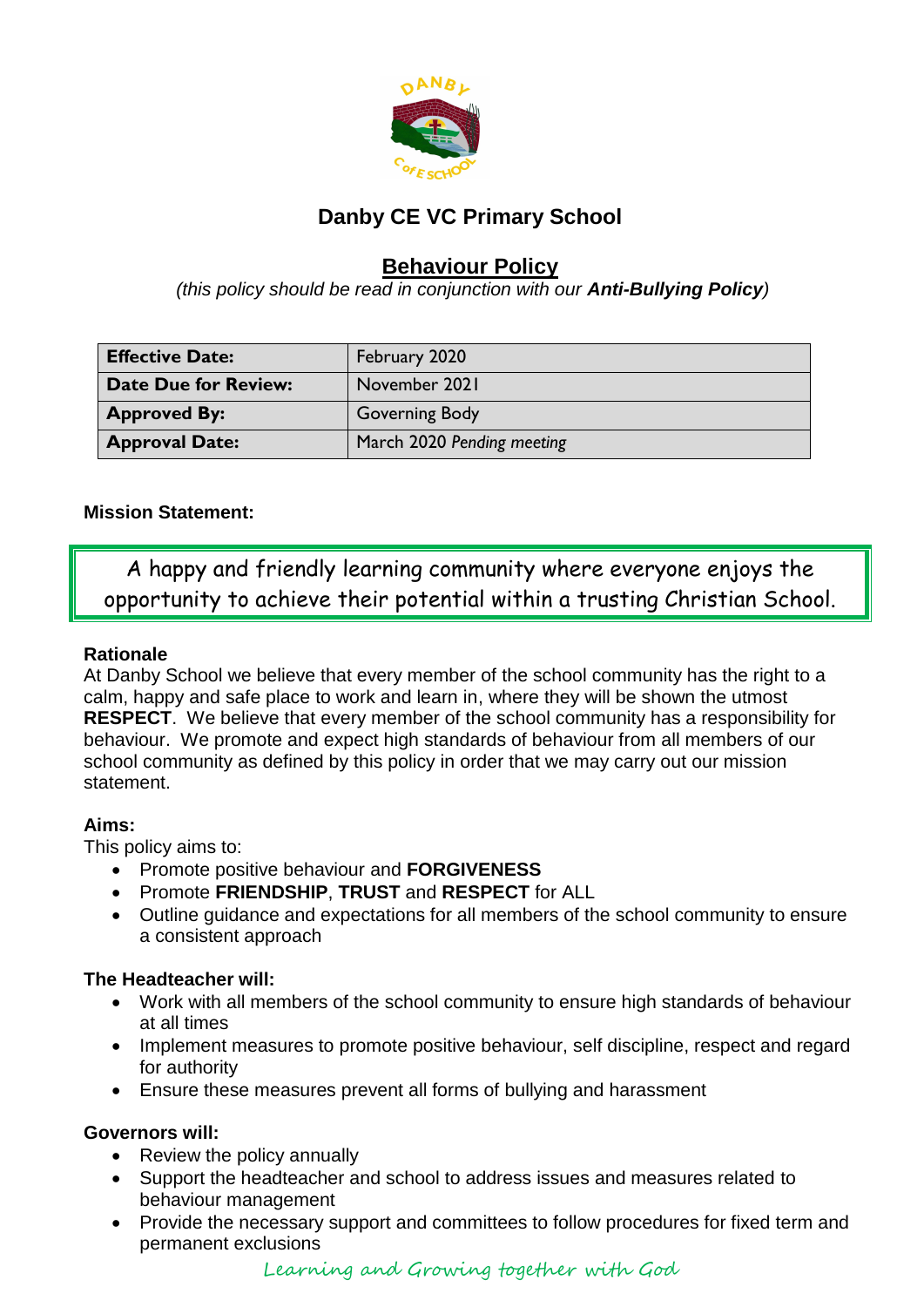# Danby CE VC Primary School

## Behaviour Policy

*(this policy should be read in conjunction with our* ***Anti-Bullying Policy****)*

| **Effective Date:** | February 2020 |
|---|---|
| **Date Due for Review:** | November 2021 |
| **Approved By:** | Governing Body |
| **Approval Date:** | March 2020 *Pending meeting* |

**Mission Statement:**

A happy and friendly learning community where everyone enjoys the opportunity to achieve their potential within a trusting Christian School.

**Rationale**

At Danby School we believe that every member of the school community has the right to a calm, happy and safe place to work and learn in, where they will be shown the utmost **RESPECT**. We believe that every member of the school community has a responsibility for behaviour. We promote and expect high standards of behaviour from all members of our school community as defined by this policy in order that we may carry out our mission statement.

**Aims:**

This policy aims to:

- Promote positive behaviour and **FORGIVENESS**
- Promote **FRIENDSHIP**, **TRUST** and **RESPECT** for ALL
- Outline guidance and expectations for all members of the school community to ensure a consistent approach

**The Headteacher will:**

- Work with all members of the school community to ensure high standards of behaviour at all times
- Implement measures to promote positive behaviour, self discipline, respect and regard for authority
- Ensure these measures prevent all forms of bullying and harassment

**Governors will:**

- Review the policy annually
- Support the headteacher and school to address issues and measures related to behaviour management
- Provide the necessary support and committees to follow procedures for fixed term and permanent exclusions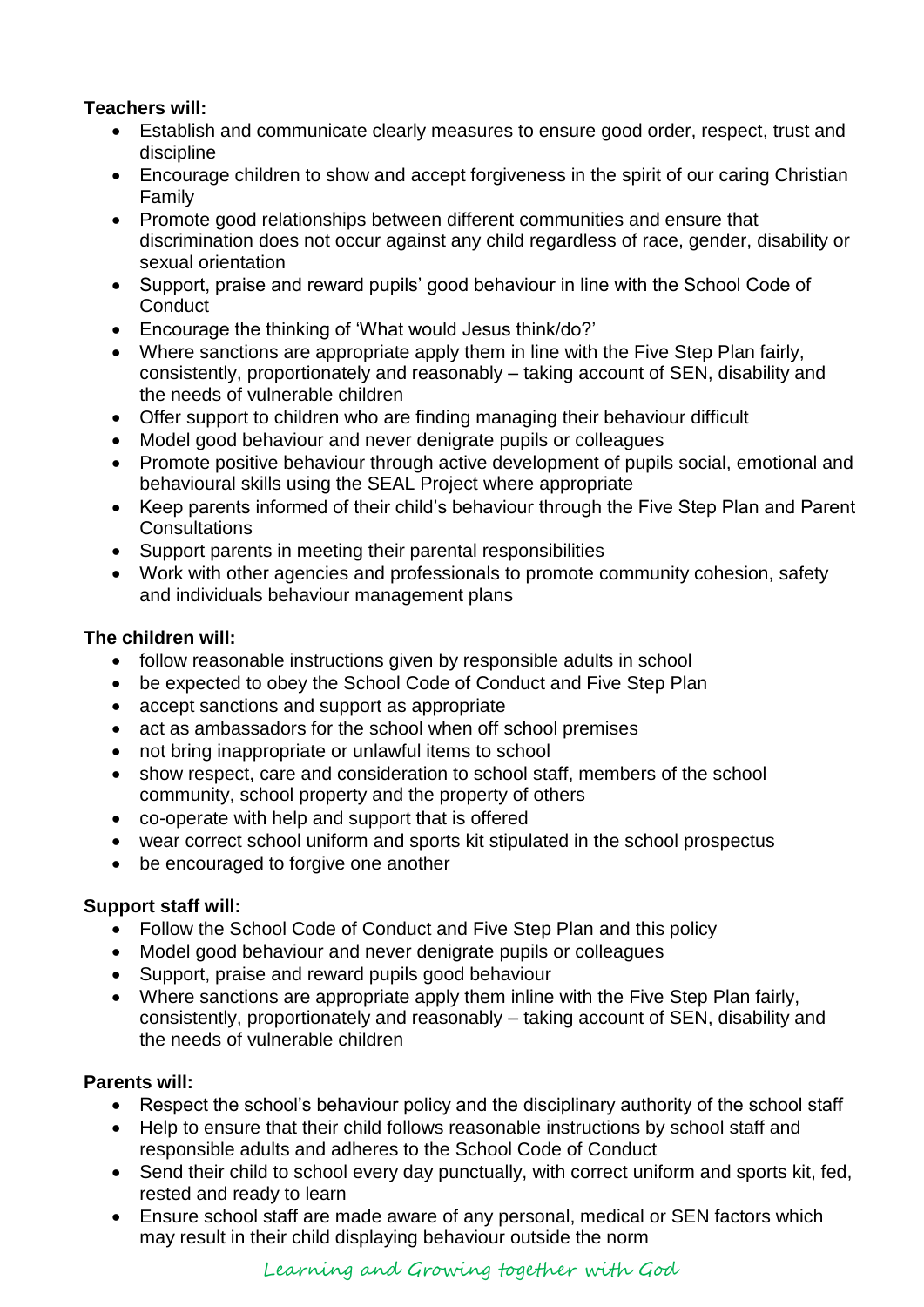**Teachers will:**

- Establish and communicate clearly measures to ensure good order, respect, trust and discipline
- Encourage children to show and accept forgiveness in the spirit of our caring Christian Family
- Promote good relationships between different communities and ensure that discrimination does not occur against any child regardless of race, gender, disability or sexual orientation
- Support, praise and reward pupils' good behaviour in line with the School Code of Conduct
- Encourage the thinking of 'What would Jesus think/do?'
- Where sanctions are appropriate apply them in line with the Five Step Plan fairly, consistently, proportionately and reasonably – taking account of SEN, disability and the needs of vulnerable children
- Offer support to children who are finding managing their behaviour difficult
- Model good behaviour and never denigrate pupils or colleagues
- Promote positive behaviour through active development of pupils social, emotional and behavioural skills using the SEAL Project where appropriate
- Keep parents informed of their child's behaviour through the Five Step Plan and Parent Consultations
- Support parents in meeting their parental responsibilities
- Work with other agencies and professionals to promote community cohesion, safety and individuals behaviour management plans

**The children will:**

- follow reasonable instructions given by responsible adults in school
- be expected to obey the School Code of Conduct and Five Step Plan
- accept sanctions and support as appropriate
- act as ambassadors for the school when off school premises
- not bring inappropriate or unlawful items to school
- show respect, care and consideration to school staff, members of the school community, school property and the property of others
- co-operate with help and support that is offered
- wear correct school uniform and sports kit stipulated in the school prospectus
- be encouraged to forgive one another

**Support staff will:**

- Follow the School Code of Conduct and Five Step Plan and this policy
- Model good behaviour and never denigrate pupils or colleagues
- Support, praise and reward pupils good behaviour
- Where sanctions are appropriate apply them inline with the Five Step Plan fairly, consistently, proportionately and reasonably – taking account of SEN, disability and the needs of vulnerable children

**Parents will:**

- Respect the school's behaviour policy and the disciplinary authority of the school staff
- Help to ensure that their child follows reasonable instructions by school staff and responsible adults and adheres to the School Code of Conduct
- Send their child to school every day punctually, with correct uniform and sports kit, fed, rested and ready to learn
- Ensure school staff are made aware of any personal, medical or SEN factors which may result in their child displaying behaviour outside the norm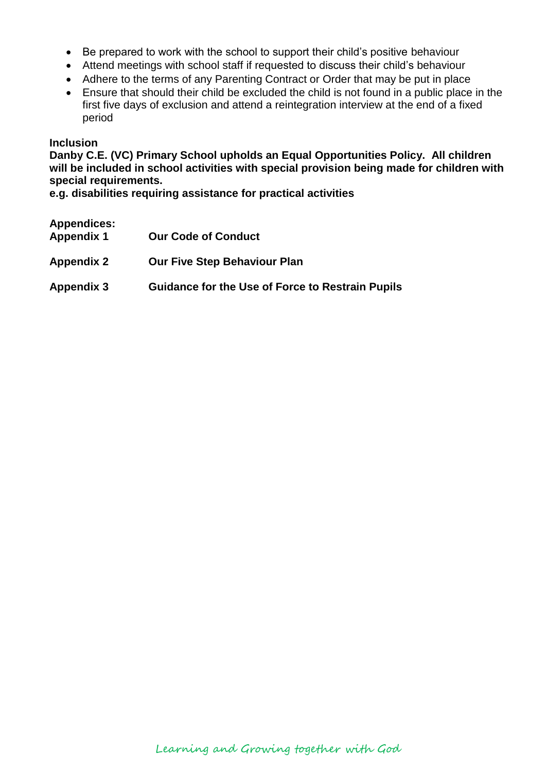- Be prepared to work with the school to support their child's positive behaviour
- Attend meetings with school staff if requested to discuss their child's behaviour
- Adhere to the terms of any Parenting Contract or Order that may be put in place
- Ensure that should their child be excluded the child is not found in a public place in the first five days of exclusion and attend a reintegration interview at the end of a fixed period

**Inclusion**

**Danby C.E. (VC) Primary School upholds an Equal Opportunities Policy. All children will be included in school activities with special provision being made for children with special requirements.**
**e.g. disabilities requiring assistance for practical activities**

**Appendices:**

**Appendix 1** **Our Code of Conduct**

**Appendix 2** **Our Five Step Behaviour Plan**

**Appendix 3** **Guidance for the Use of Force to Restrain Pupils**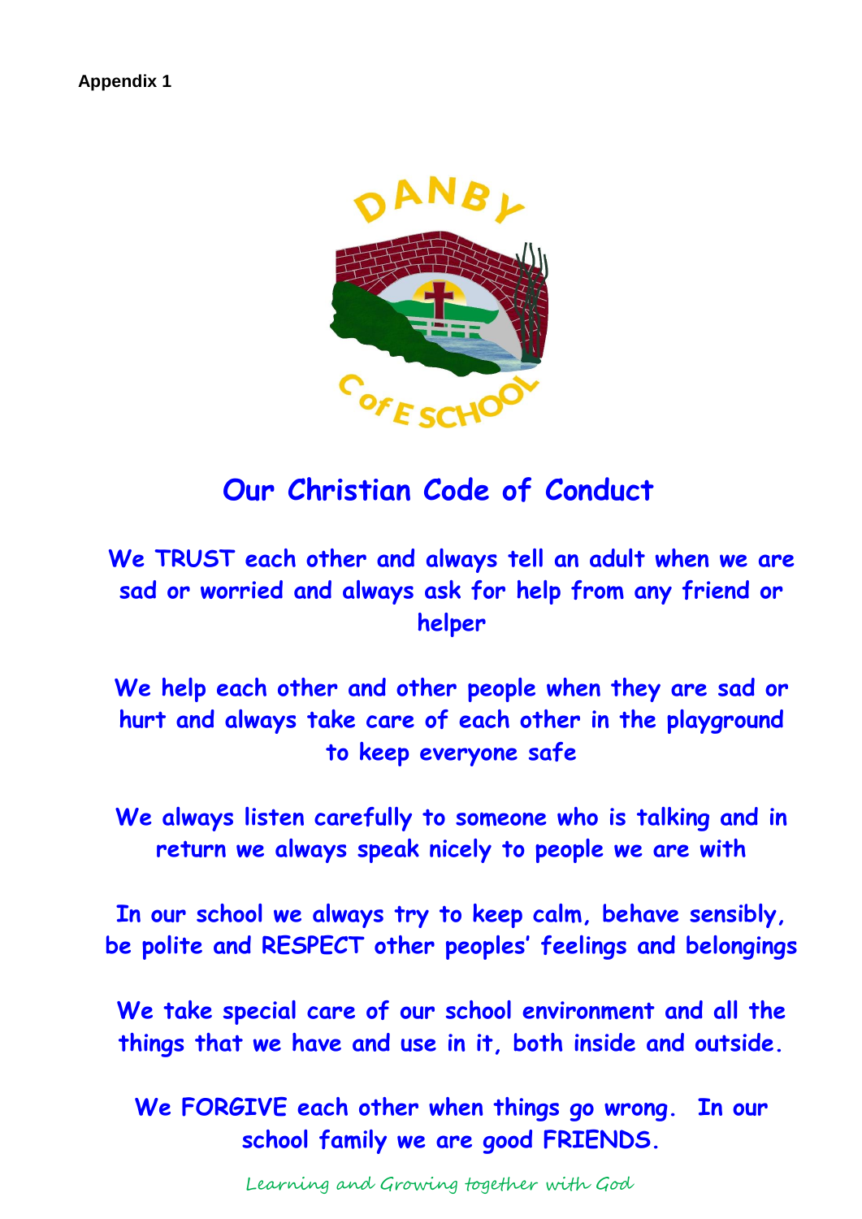**Appendix 1**

DANBY C of E SCHOOL

# Our Christian Code of Conduct

**We TRUST each other and always tell an adult when we are sad or worried and always ask for help from any friend or helper**

**We help each other and other people when they are sad or hurt and always take care of each other in the playground to keep everyone safe**

**We always listen carefully to someone who is talking and in return we always speak nicely to people we are with**

**In our school we always try to keep calm, behave sensibly, be polite and RESPECT other peoples' feelings and belongings**

**We take special care of our school environment and all the things that we have and use in it, both inside and outside.**

**We FORGIVE each other when things go wrong. In our school family we are good FRIENDS.**

*Learning and Growing together with God*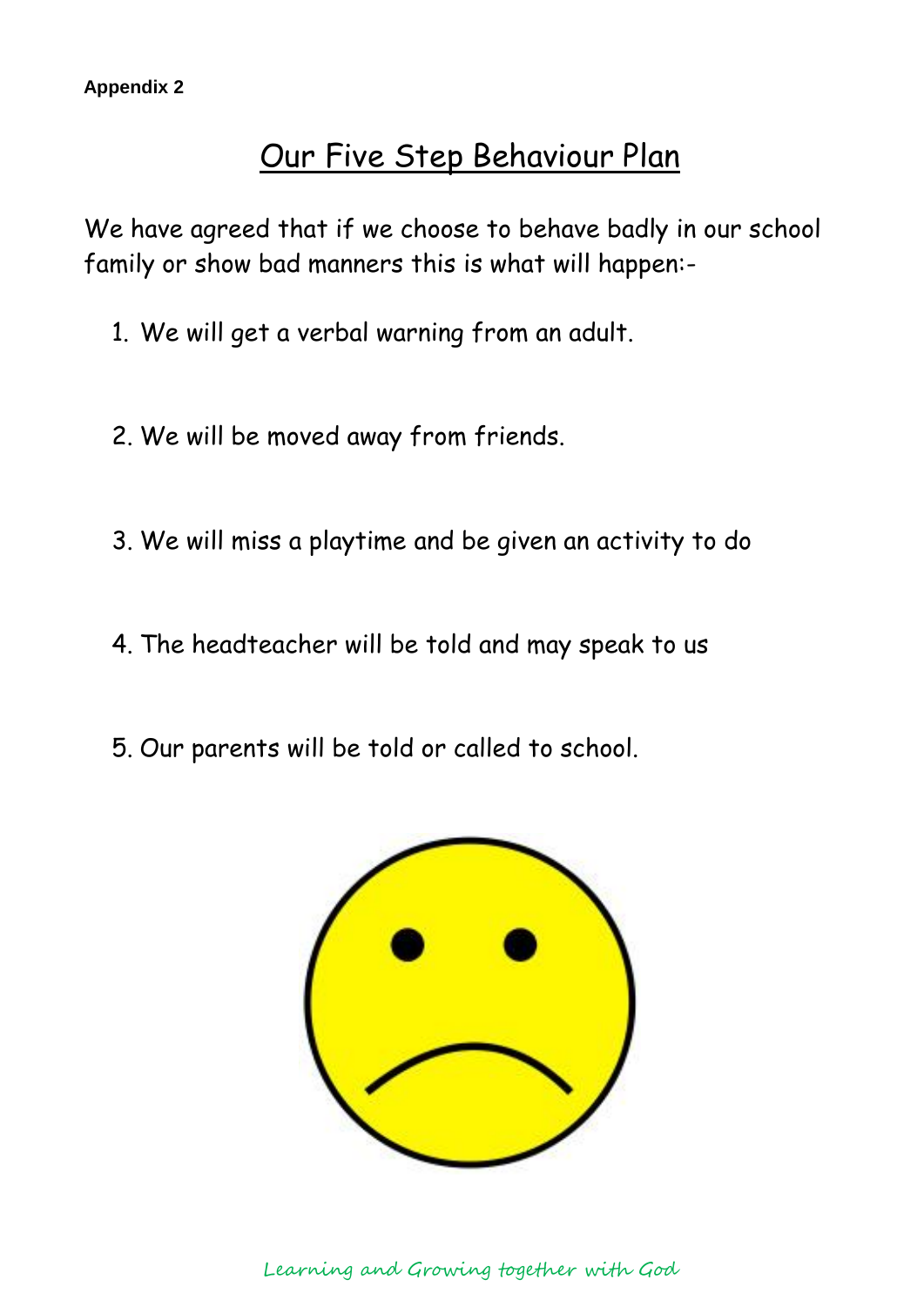**Appendix 2**

# Our Five Step Behaviour Plan

We have agreed that if we choose to behave badly in our school family or show bad manners this is what will happen:-

1. We will get a verbal warning from an adult.
2. We will be moved away from friends.
3. We will miss a playtime and be given an activity to do
4. The headteacher will be told and may speak to us
5. Our parents will be told or called to school.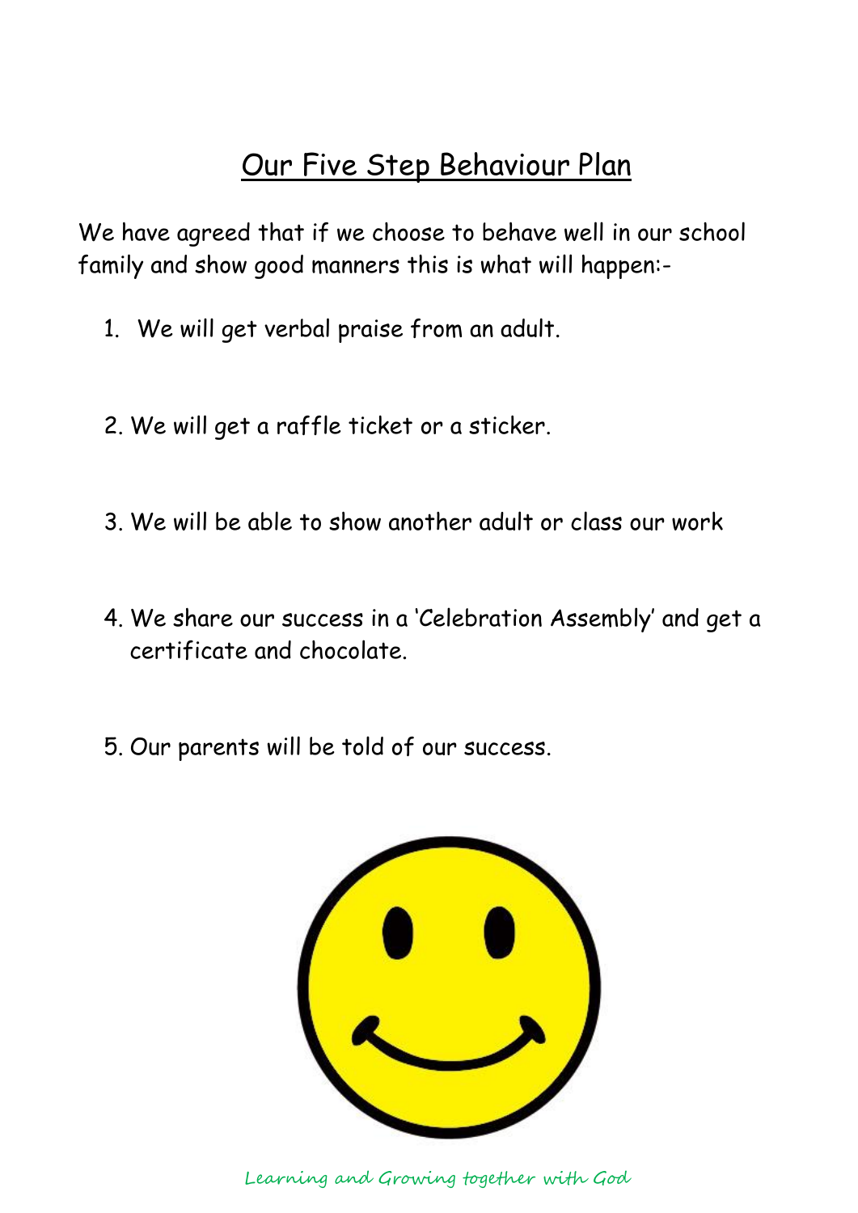# Our Five Step Behaviour Plan

We have agreed that if we choose to behave well in our school family and show good manners this is what will happen:-

1. We will get verbal praise from an adult.

2. We will get a raffle ticket or a sticker.

3. We will be able to show another adult or class our work

4. We share our success in a 'Celebration Assembly' and get a certificate and chocolate.

5. Our parents will be told of our success.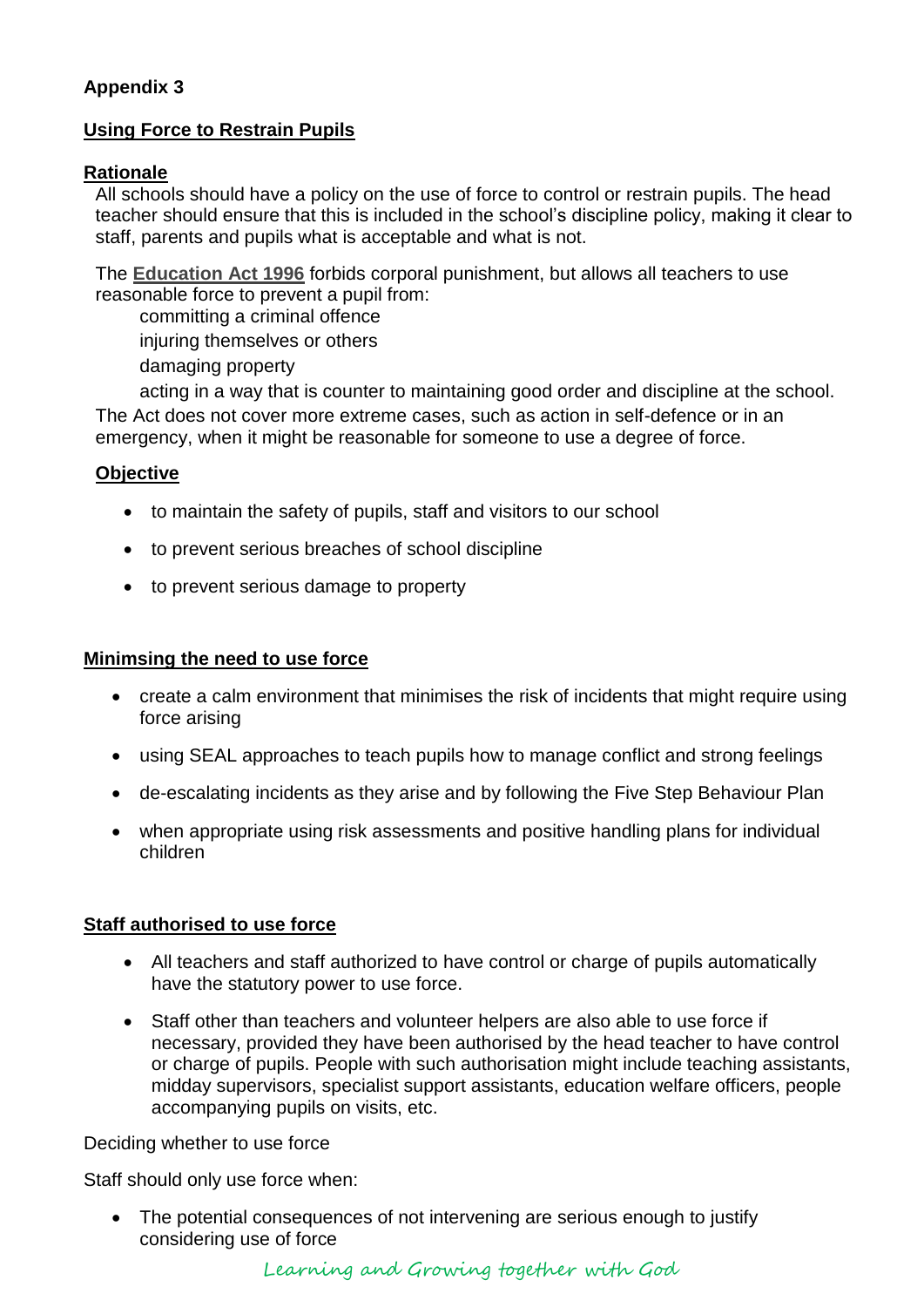**Appendix 3**

## Using Force to Restrain Pupils

### Rationale

All schools should have a policy on the use of force to control or restrain pupils. The head teacher should ensure that this is included in the school's discipline policy, making it clear to staff, parents and pupils what is acceptable and what is not.

The **Education Act 1996** forbids corporal punishment, but allows all teachers to use reasonable force to prevent a pupil from:

committing a criminal offence

injuring themselves or others

damaging property

acting in a way that is counter to maintaining good order and discipline at the school.

The Act does not cover more extreme cases, such as action in self-defence or in an emergency, when it might be reasonable for someone to use a degree of force.

### Objective

- to maintain the safety of pupils, staff and visitors to our school
- to prevent serious breaches of school discipline
- to prevent serious damage to property

### Minimsing the need to use force

- create a calm environment that minimises the risk of incidents that might require using force arising
- using SEAL approaches to teach pupils how to manage conflict and strong feelings
- de-escalating incidents as they arise and by following the Five Step Behaviour Plan
- when appropriate using risk assessments and positive handling plans for individual children

### Staff authorised to use force

- All teachers and staff authorized to have control or charge of pupils automatically have the statutory power to use force.
- Staff other than teachers and volunteer helpers are also able to use force if necessary, provided they have been authorised by the head teacher to have control or charge of pupils. People with such authorisation might include teaching assistants, midday supervisors, specialist support assistants, education welfare officers, people accompanying pupils on visits, etc.

Deciding whether to use force

Staff should only use force when:

- The potential consequences of not intervening are serious enough to justify considering use of force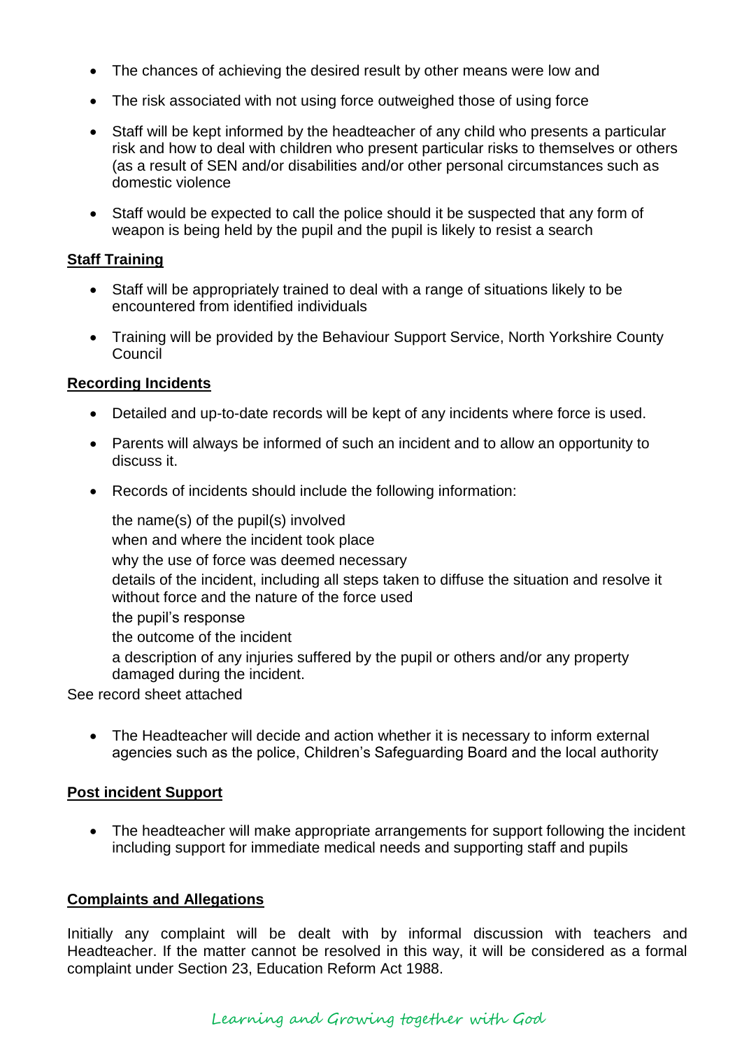- The chances of achieving the desired result by other means were low and
- The risk associated with not using force outweighed those of using force
- Staff will be kept informed by the headteacher of any child who presents a particular risk and how to deal with children who present particular risks to themselves or others (as a result of SEN and/or disabilities and/or other personal circumstances such as domestic violence
- Staff would be expected to call the police should it be suspected that any form of weapon is being held by the pupil and the pupil is likely to resist a search

**Staff Training**

- Staff will be appropriately trained to deal with a range of situations likely to be encountered from identified individuals
- Training will be provided by the Behaviour Support Service, North Yorkshire County Council

**Recording Incidents**

- Detailed and up-to-date records will be kept of any incidents where force is used.
- Parents will always be informed of such an incident and to allow an opportunity to discuss it.
- Records of incidents should include the following information:

  the name(s) of the pupil(s) involved
  when and where the incident took place
  why the use of force was deemed necessary
  details of the incident, including all steps taken to diffuse the situation and resolve it without force and the nature of the force used
  the pupil's response
  the outcome of the incident
  a description of any injuries suffered by the pupil or others and/or any property damaged during the incident.

See record sheet attached

- The Headteacher will decide and action whether it is necessary to inform external agencies such as the police, Children's Safeguarding Board and the local authority

**Post incident Support**

- The headteacher will make appropriate arrangements for support following the incident including support for immediate medical needs and supporting staff and pupils

**Complaints and Allegations**

Initially any complaint will be dealt with by informal discussion with teachers and Headteacher. If the matter cannot be resolved in this way, it will be considered as a formal complaint under Section 23, Education Reform Act 1988.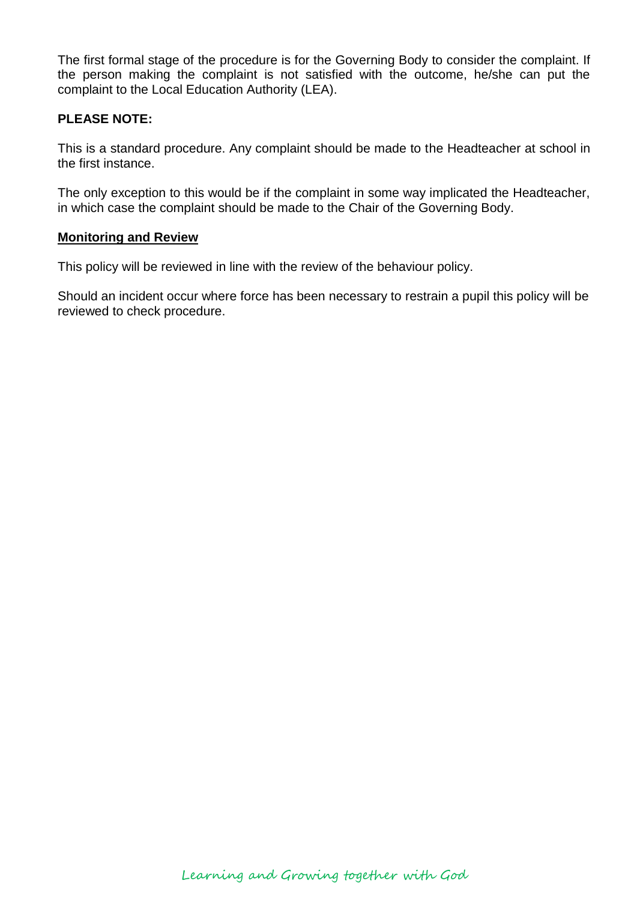The first formal stage of the procedure is for the Governing Body to consider the complaint. If the person making the complaint is not satisfied with the outcome, he/she can put the complaint to the Local Education Authority (LEA).

**PLEASE NOTE:**

This is a standard procedure. Any complaint should be made to the Headteacher at school in the first instance.

The only exception to this would be if the complaint in some way implicated the Headteacher, in which case the complaint should be made to the Chair of the Governing Body.

**Monitoring and Review**

This policy will be reviewed in line with the review of the behaviour policy.

Should an incident occur where force has been necessary to restrain a pupil this policy will be reviewed to check procedure.